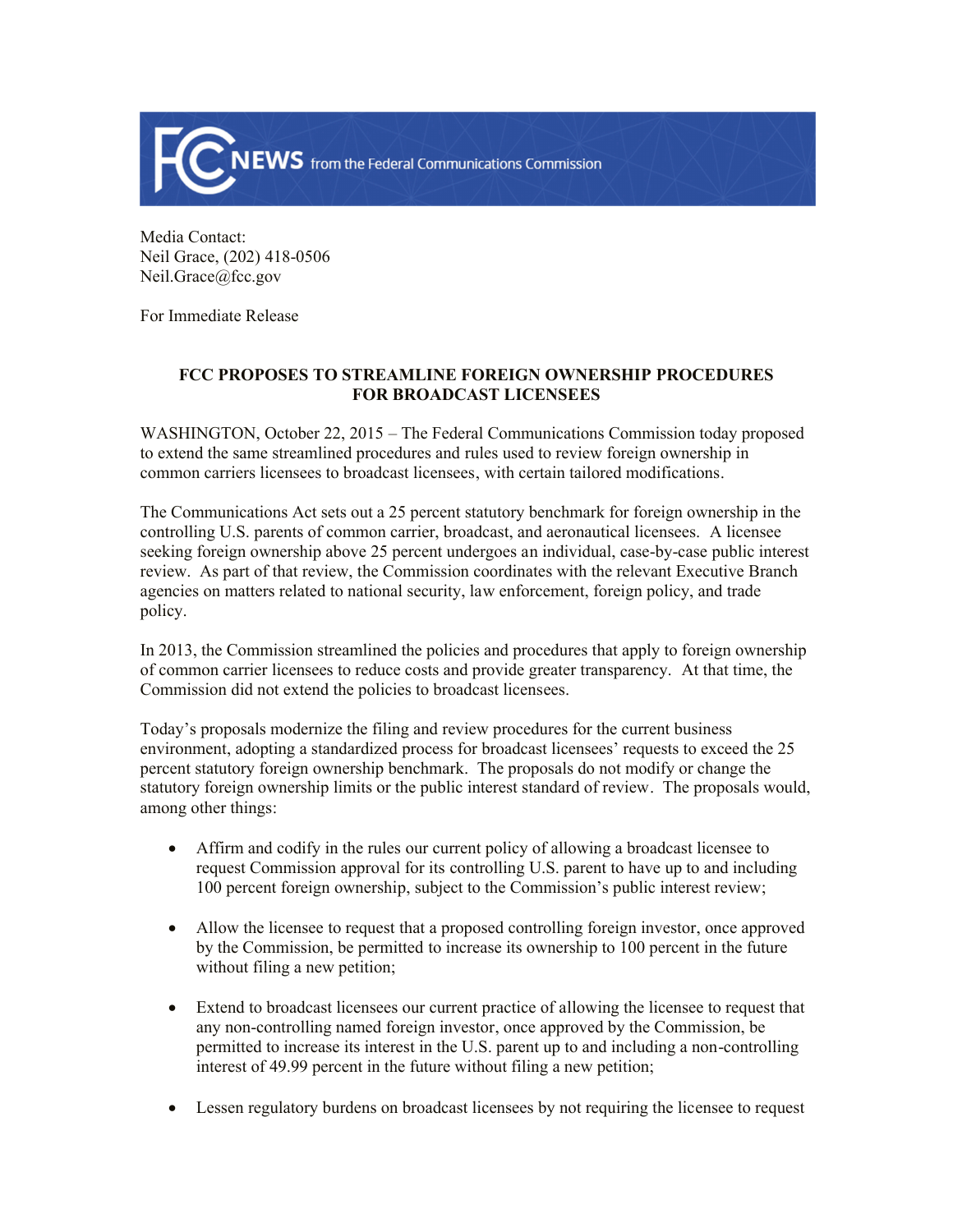FCC NEWS from the Federal Communications Commission

Media Contact:
Neil Grace, (202) 418-0506
Neil.Grace@fcc.gov

For Immediate Release

## FCC PROPOSES TO STREAMLINE FOREIGN OWNERSHIP PROCEDURES FOR BROADCAST LICENSEES

WASHINGTON, October 22, 2015 – The Federal Communications Commission today proposed to extend the same streamlined procedures and rules used to review foreign ownership in common carriers licensees to broadcast licensees, with certain tailored modifications.

The Communications Act sets out a 25 percent statutory benchmark for foreign ownership in the controlling U.S. parents of common carrier, broadcast, and aeronautical licensees. A licensee seeking foreign ownership above 25 percent undergoes an individual, case-by-case public interest review. As part of that review, the Commission coordinates with the relevant Executive Branch agencies on matters related to national security, law enforcement, foreign policy, and trade policy.

In 2013, the Commission streamlined the policies and procedures that apply to foreign ownership of common carrier licensees to reduce costs and provide greater transparency. At that time, the Commission did not extend the policies to broadcast licensees.

Today's proposals modernize the filing and review procedures for the current business environment, adopting a standardized process for broadcast licensees' requests to exceed the 25 percent statutory foreign ownership benchmark. The proposals do not modify or change the statutory foreign ownership limits or the public interest standard of review. The proposals would, among other things:

- Affirm and codify in the rules our current policy of allowing a broadcast licensee to request Commission approval for its controlling U.S. parent to have up to and including 100 percent foreign ownership, subject to the Commission's public interest review;

- Allow the licensee to request that a proposed controlling foreign investor, once approved by the Commission, be permitted to increase its ownership to 100 percent in the future without filing a new petition;

- Extend to broadcast licensees our current practice of allowing the licensee to request that any non-controlling named foreign investor, once approved by the Commission, be permitted to increase its interest in the U.S. parent up to and including a non-controlling interest of 49.99 percent in the future without filing a new petition;

- Lessen regulatory burdens on broadcast licensees by not requiring the licensee to request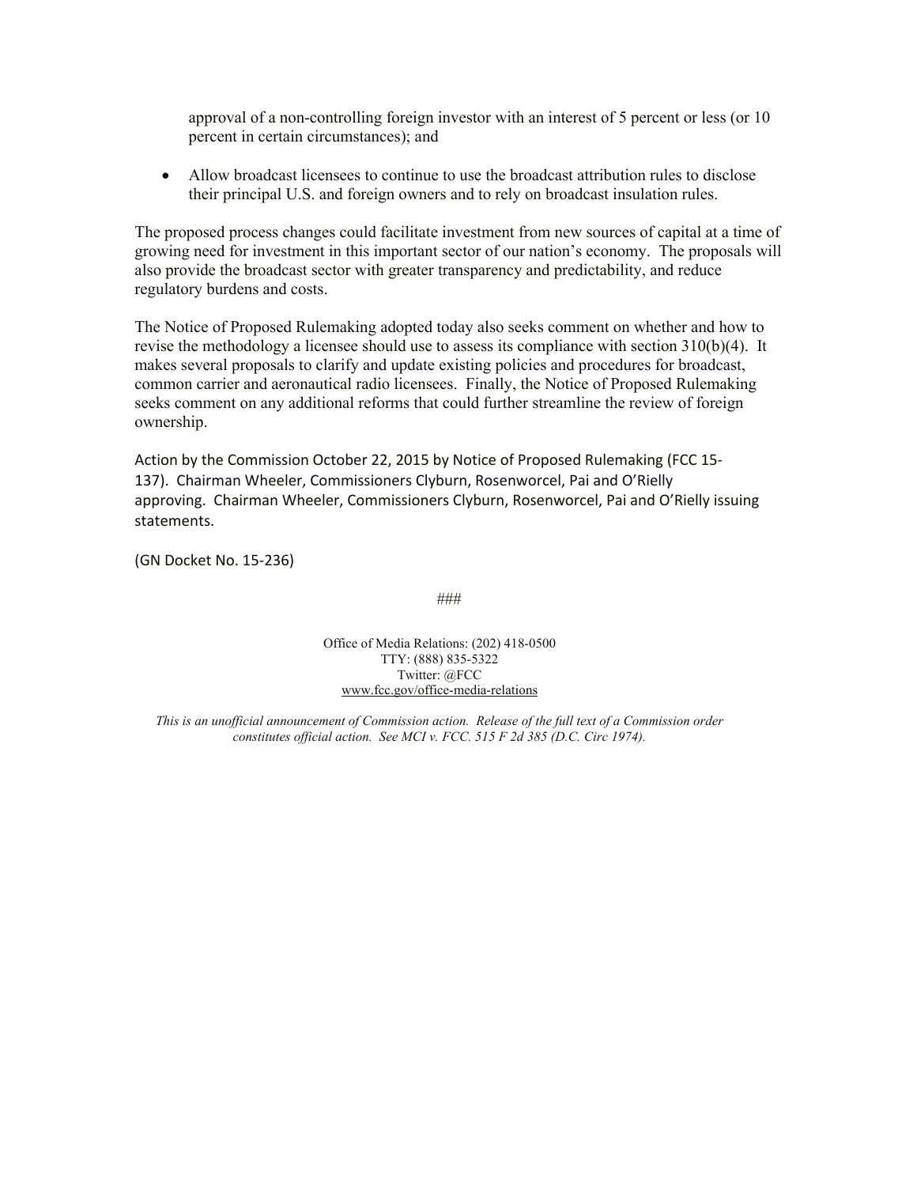approval of a non-controlling foreign investor with an interest of 5 percent or less (or 10 percent in certain circumstances); and

- Allow broadcast licensees to continue to use the broadcast attribution rules to disclose their principal U.S. and foreign owners and to rely on broadcast insulation rules.

The proposed process changes could facilitate investment from new sources of capital at a time of growing need for investment in this important sector of our nation's economy. The proposals will also provide the broadcast sector with greater transparency and predictability, and reduce regulatory burdens and costs.

The Notice of Proposed Rulemaking adopted today also seeks comment on whether and how to revise the methodology a licensee should use to assess its compliance with section 310(b)(4). It makes several proposals to clarify and update existing policies and procedures for broadcast, common carrier and aeronautical radio licensees. Finally, the Notice of Proposed Rulemaking seeks comment on any additional reforms that could further streamline the review of foreign ownership.

Action by the Commission October 22, 2015 by Notice of Proposed Rulemaking (FCC 15-137). Chairman Wheeler, Commissioners Clyburn, Rosenworcel, Pai and O'Rielly approving. Chairman Wheeler, Commissioners Clyburn, Rosenworcel, Pai and O'Rielly issuing statements.

(GN Docket No. 15-236)

###

Office of Media Relations: (202) 418-0500
TTY: (888) 835-5322
Twitter: @FCC
www.fcc.gov/office-media-relations

*This is an unofficial announcement of Commission action. Release of the full text of a Commission order constitutes official action. See MCI v. FCC. 515 F 2d 385 (D.C. Circ 1974).*